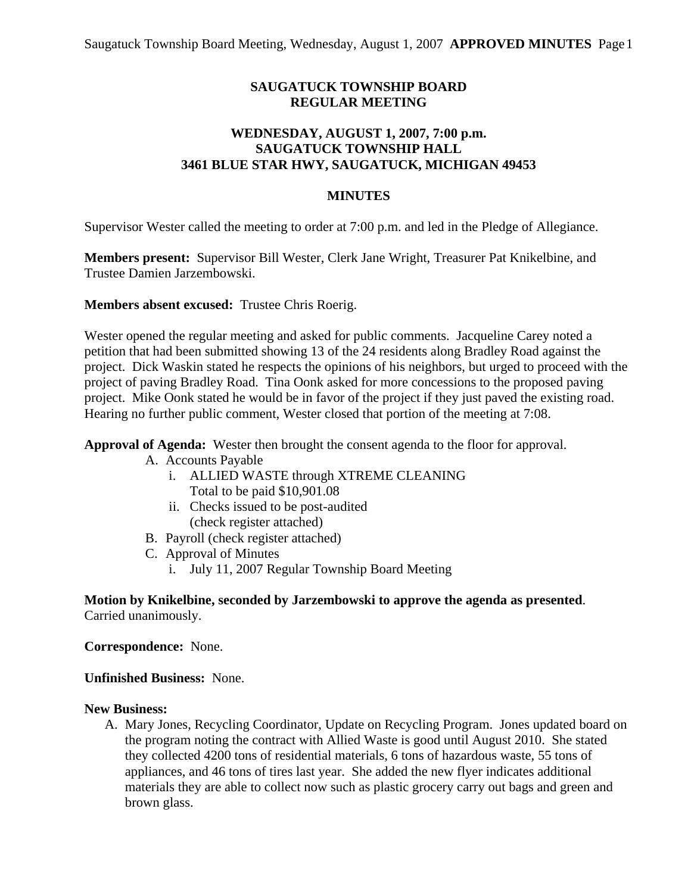# SAUGATUCK TOWNSHIP BOARD
# REGULAR MEETING

## WEDNESDAY, AUGUST 1, 2007, 7:00 p.m.
## SAUGATUCK TOWNSHIP HALL
## 3461 BLUE STAR HWY, SAUGATUCK, MICHIGAN 49453

## MINUTES

Supervisor Wester called the meeting to order at 7:00 p.m. and led in the Pledge of Allegiance.

**Members present:** Supervisor Bill Wester, Clerk Jane Wright, Treasurer Pat Knikelbine, and Trustee Damien Jarzembowski.

**Members absent excused:** Trustee Chris Roerig.

Wester opened the regular meeting and asked for public comments. Jacqueline Carey noted a petition that had been submitted showing 13 of the 24 residents along Bradley Road against the project. Dick Waskin stated he respects the opinions of his neighbors, but urged to proceed with the project of paving Bradley Road. Tina Oonk asked for more concessions to the proposed paving project. Mike Oonk stated he would be in favor of the project if they just paved the existing road. Hearing no further public comment, Wester closed that portion of the meeting at 7:08.

**Approval of Agenda:** Wester then brought the consent agenda to the floor for approval.

A. Accounts Payable
   i. ALLIED WASTE through XTREME CLEANING
      Total to be paid $10,901.08
   ii. Checks issued to be post-audited
      (check register attached)
B. Payroll (check register attached)
C. Approval of Minutes
   i. July 11, 2007 Regular Township Board Meeting

**Motion by Knikelbine, seconded by Jarzembowski to approve the agenda as presented**. Carried unanimously.

**Correspondence:** None.

**Unfinished Business:** None.

**New Business:**

A. Mary Jones, Recycling Coordinator, Update on Recycling Program. Jones updated board on the program noting the contract with Allied Waste is good until August 2010. She stated they collected 4200 tons of residential materials, 6 tons of hazardous waste, 55 tons of appliances, and 46 tons of tires last year. She added the new flyer indicates additional materials they are able to collect now such as plastic grocery carry out bags and green and brown glass.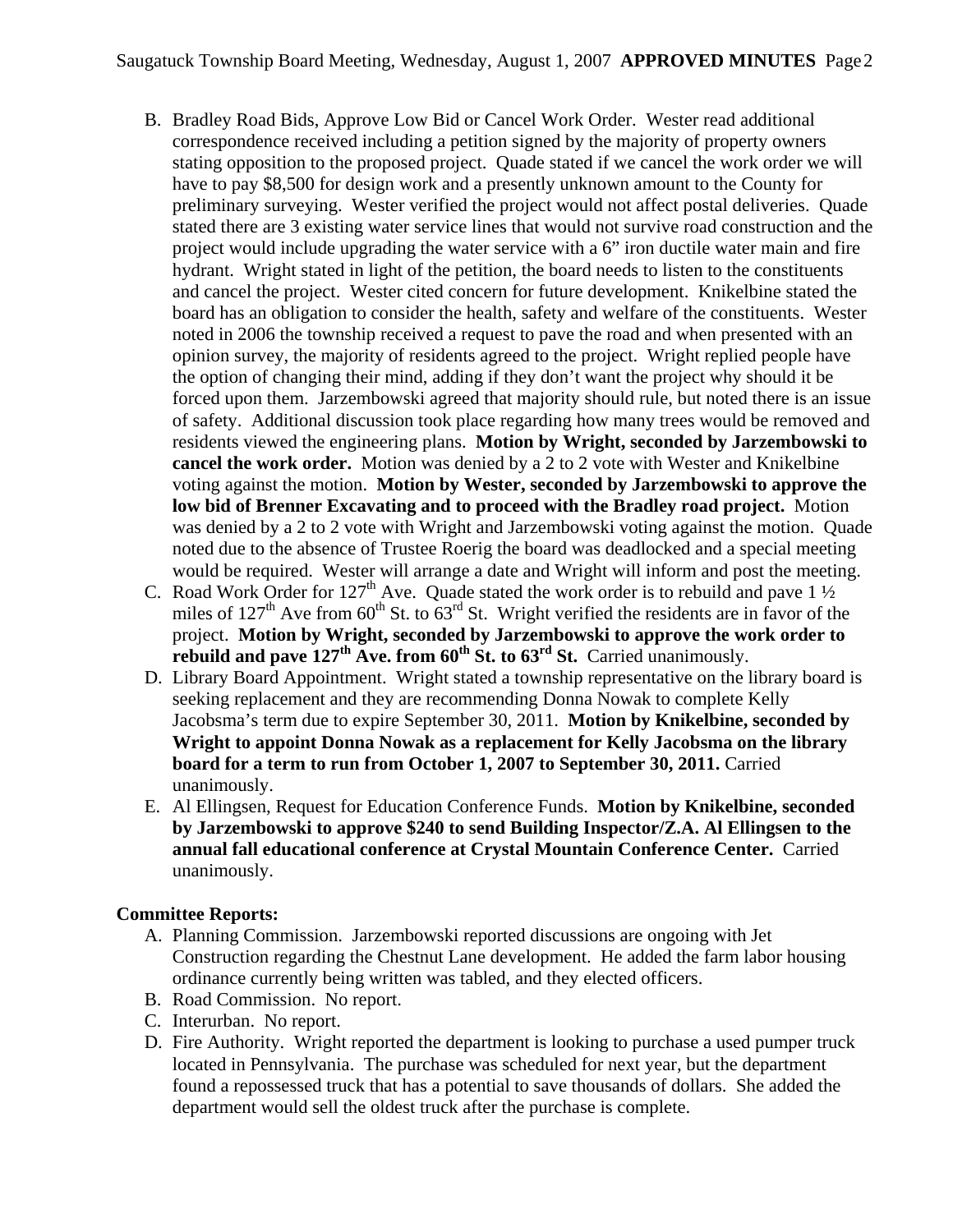B. Bradley Road Bids, Approve Low Bid or Cancel Work Order. Wester read additional correspondence received including a petition signed by the majority of property owners stating opposition to the proposed project. Quade stated if we cancel the work order we will have to pay $8,500 for design work and a presently unknown amount to the County for preliminary surveying. Wester verified the project would not affect postal deliveries. Quade stated there are 3 existing water service lines that would not survive road construction and the project would include upgrading the water service with a 6" iron ductile water main and fire hydrant. Wright stated in light of the petition, the board needs to listen to the constituents and cancel the project. Wester cited concern for future development. Knikelbine stated the board has an obligation to consider the health, safety and welfare of the constituents. Wester noted in 2006 the township received a request to pave the road and when presented with an opinion survey, the majority of residents agreed to the project. Wright replied people have the option of changing their mind, adding if they don't want the project why should it be forced upon them. Jarzembowski agreed that majority should rule, but noted there is an issue of safety. Additional discussion took place regarding how many trees would be removed and residents viewed the engineering plans. **Motion by Wright, seconded by Jarzembowski to cancel the work order.** Motion was denied by a 2 to 2 vote with Wester and Knikelbine voting against the motion. **Motion by Wester, seconded by Jarzembowski to approve the low bid of Brenner Excavating and to proceed with the Bradley road project.** Motion was denied by a 2 to 2 vote with Wright and Jarzembowski voting against the motion. Quade noted due to the absence of Trustee Roerig the board was deadlocked and a special meeting would be required. Wester will arrange a date and Wright will inform and post the meeting.

C. Road Work Order for 127th Ave. Quade stated the work order is to rebuild and pave 1 ½ miles of 127th Ave from 60th St. to 63rd St. Wright verified the residents are in favor of the project. **Motion by Wright, seconded by Jarzembowski to approve the work order to rebuild and pave 127th Ave. from 60th St. to 63rd St.** Carried unanimously.

D. Library Board Appointment. Wright stated a township representative on the library board is seeking replacement and they are recommending Donna Nowak to complete Kelly Jacobsma's term due to expire September 30, 2011. **Motion by Knikelbine, seconded by Wright to appoint Donna Nowak as a replacement for Kelly Jacobsma on the library board for a term to run from October 1, 2007 to September 30, 2011.** Carried unanimously.

E. Al Ellingsen, Request for Education Conference Funds. **Motion by Knikelbine, seconded by Jarzembowski to approve $240 to send Building Inspector/Z.A. Al Ellingsen to the annual fall educational conference at Crystal Mountain Conference Center.** Carried unanimously.

**Committee Reports:**

A. Planning Commission. Jarzembowski reported discussions are ongoing with Jet Construction regarding the Chestnut Lane development. He added the farm labor housing ordinance currently being written was tabled, and they elected officers.

B. Road Commission. No report.

C. Interurban. No report.

D. Fire Authority. Wright reported the department is looking to purchase a used pumper truck located in Pennsylvania. The purchase was scheduled for next year, but the department found a repossessed truck that has a potential to save thousands of dollars. She added the department would sell the oldest truck after the purchase is complete.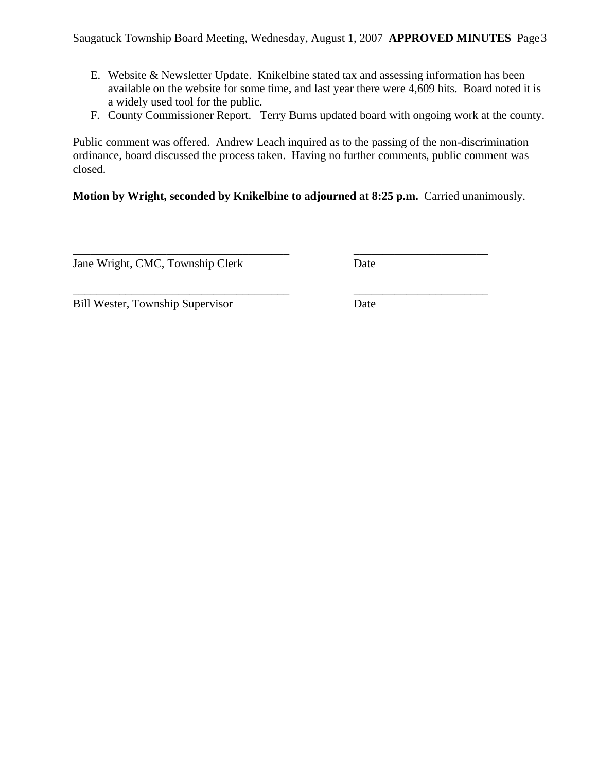E. Website & Newsletter Update. Knikelbine stated tax and assessing information has been available on the website for some time, and last year there were 4,609 hits. Board noted it is a widely used tool for the public.
F. County Commissioner Report. Terry Burns updated board with ongoing work at the county.

Public comment was offered. Andrew Leach inquired as to the passing of the non-discrimination ordinance, board discussed the process taken. Having no further comments, public comment was closed.

**Motion by Wright, seconded by Knikelbine to adjourned at 8:25 p.m.** Carried unanimously.

\_\_\_\_\_\_\_\_\_\_\_\_\_\_\_\_\_\_\_\_\_\_\_\_\_\_\_\_\_\_\_\_\_\_\_\_\_ \_\_\_\_\_\_\_\_\_\_\_\_\_\_\_\_\_\_\_\_\_\_\_

Jane Wright, CMC, Township Clerk Date

\_\_\_\_\_\_\_\_\_\_\_\_\_\_\_\_\_\_\_\_\_\_\_\_\_\_\_\_\_\_\_\_\_\_\_\_\_ \_\_\_\_\_\_\_\_\_\_\_\_\_\_\_\_\_\_\_\_\_\_\_

Bill Wester, Township Supervisor Date